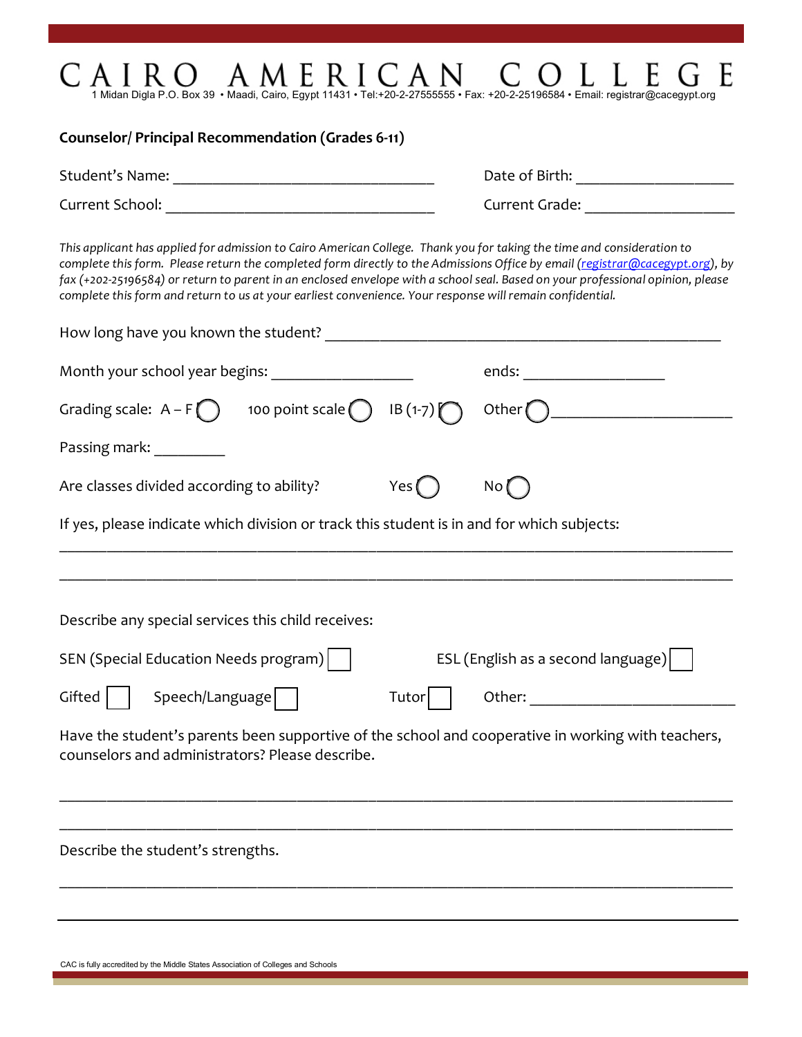# CAIRO AMERICAN COLLEGE

1 Midan Digla P.O. Box 39 • Maadi, Cairo, Egypt 11431 • Tel:+20-2-27555555 • Fax: +20-2-25196584 • Email: registrar@cacegypt.org

## Counselor/ Principal Recommendation (Grades 6-11)

Student's Name: ______________________________ Date of Birth: ________________

Current School: ______________________________ Current Grade: ________________

*This applicant has applied for admission to Cairo American College. Thank you for taking the time and consideration to complete this form. Please return the completed form directly to the Admissions Office by email (registrar@cacegypt.org), by fax (+202-25196584) or return to parent in an enclosed envelope with a school seal. Based on your professional opinion, please complete this form and return to us at your earliest convenience. Your response will remain confidential.*

How long have you known the student? ____________________________________________

Month your school year begins: ________________ ends: ________________

Grading scale: A – F ◯ 100 point scale ◯ IB (1-7) ◯ Other ◯ ____________________

Passing mark: ________

Are classes divided according to ability? Yes ◯ No ◯

If yes, please indicate which division or track this student is in and for which subjects:

______________________________________________________________________________

______________________________________________________________________________

Describe any special services this child receives:

SEN (Special Education Needs program) ☐ ESL (English as a second language) ☐

Gifted ☐ Speech/Language ☐ Tutor ☐ Other: ______________________

Have the student's parents been supportive of the school and cooperative in working with teachers, counselors and administrators? Please describe.

______________________________________________________________________________

______________________________________________________________________________

Describe the student's strengths.

______________________________________________________________________________

______________________________________________________________________________

CAC is fully accredited by the Middle States Association of Colleges and Schools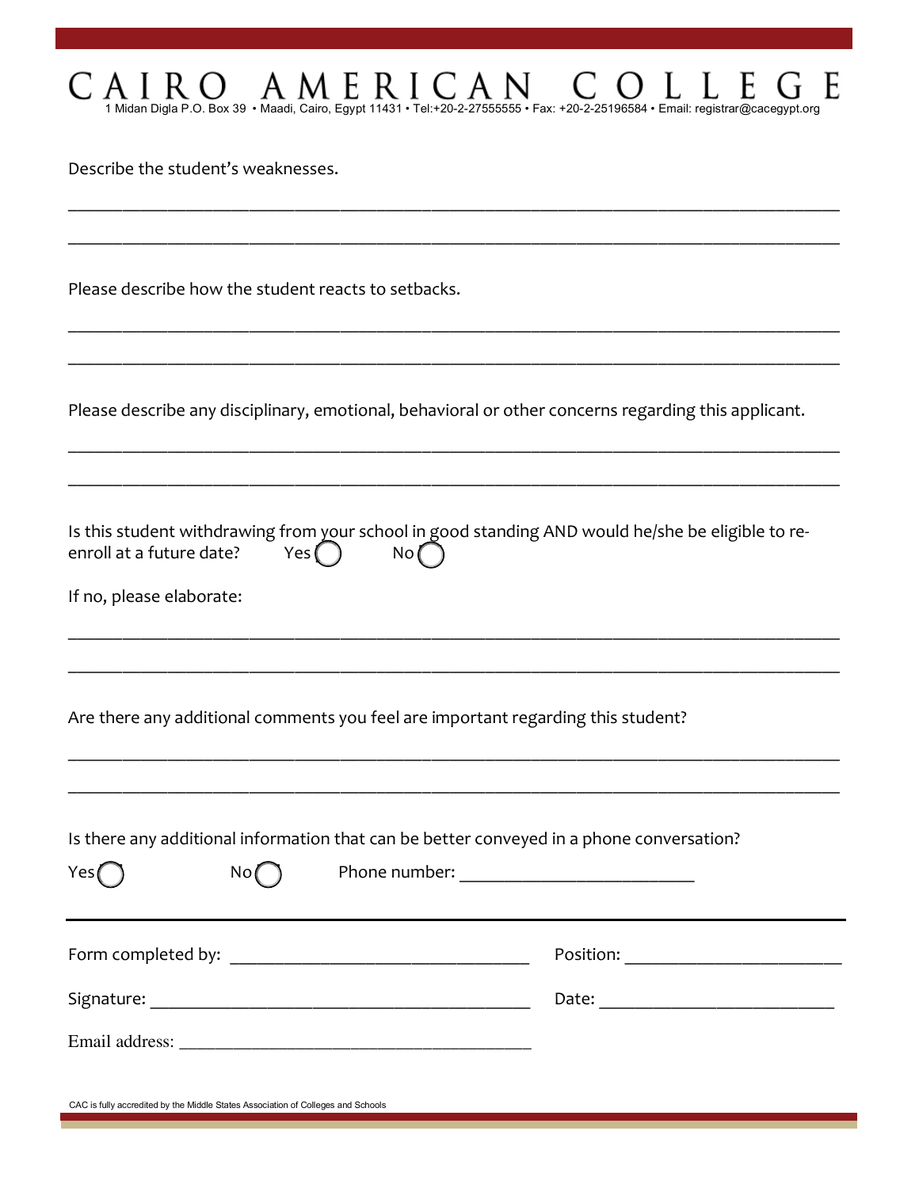# CAIRO AMERICAN COLLEGE

1 Midan Digla P.O. Box 39 • Maadi, Cairo, Egypt 11431 • Tel:+20-2-27555555 • Fax: +20-2-25196584 • Email: registrar@cacegypt.org

Describe the student's weaknesses.

_______________________________________________________________________________

_______________________________________________________________________________

Please describe how the student reacts to setbacks.

_______________________________________________________________________________

_______________________________________________________________________________

Please describe any disciplinary, emotional, behavioral or other concerns regarding this applicant.

_______________________________________________________________________________

_______________________________________________________________________________

Is this student withdrawing from your school in good standing AND would he/she be eligible to re-enroll at a future date? Yes ◯ No ◯

If no, please elaborate:

_______________________________________________________________________________

_______________________________________________________________________________

Are there any additional comments you feel are important regarding this student?

_______________________________________________________________________________

_______________________________________________________________________________

Is there any additional information that can be better conveyed in a phone conversation?

Yes ◯ No ◯ Phone number: ________________________

---

Form completed by: ______________________________ Position: ______________________

Signature: ______________________________________ Date: ________________________

Email address: ____________________________________

CAC is fully accredited by the Middle States Association of Colleges and Schools